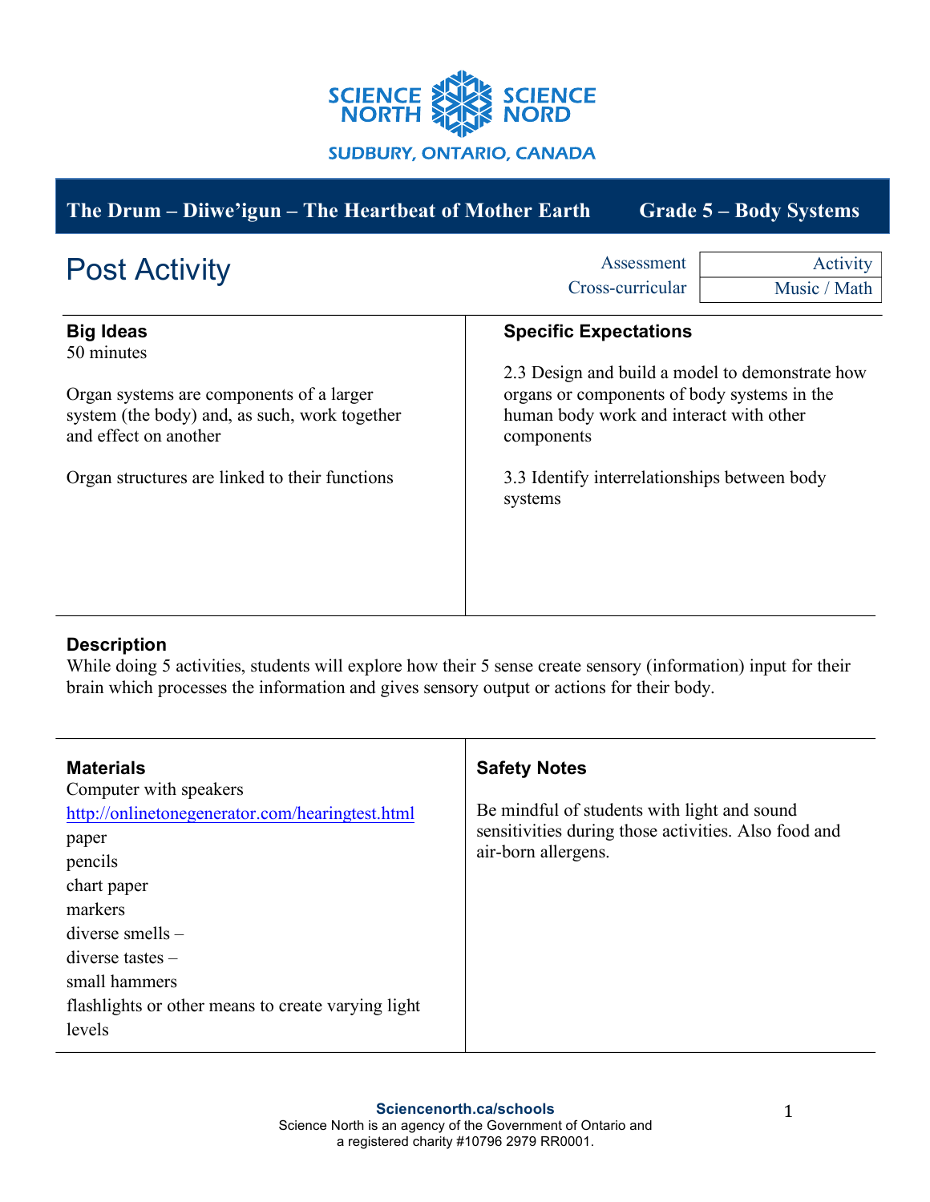SCIENCE NORTH SCIENCE NORD

SUDBURY, ONTARIO, CANADA

**The Drum – Diiwe'igun – The Heartbeat of Mother Earth** **Grade 5 – Body Systems**

# Post Activity

| Assessment | Activity |
|---|---|
| Cross-curricular | Music / Math |

### Big Ideas

50 minutes

Organ systems are components of a larger system (the body) and, as such, work together and effect on another

Organ structures are linked to their functions

### Specific Expectations

2.3 Design and build a model to demonstrate how organs or components of body systems in the human body work and interact with other components

3.3 Identify interrelationships between body systems

### Description

While doing 5 activities, students will explore how their 5 sense create sensory (information) input for their brain which processes the information and gives sensory output or actions for their body.

### Materials

Computer with speakers
http://onlinetonegenerator.com/hearingtest.html
paper
pencils
chart paper
markers
diverse smells –
diverse tastes –
small hammers
flashlights or other means to create varying light levels

### Safety Notes

Be mindful of students with light and sound sensitivities during those activities. Also food and air-born allergens.

**Sciencenorth.ca/schools**
Science North is an agency of the Government of Ontario and a registered charity #10796 2979 RR0001.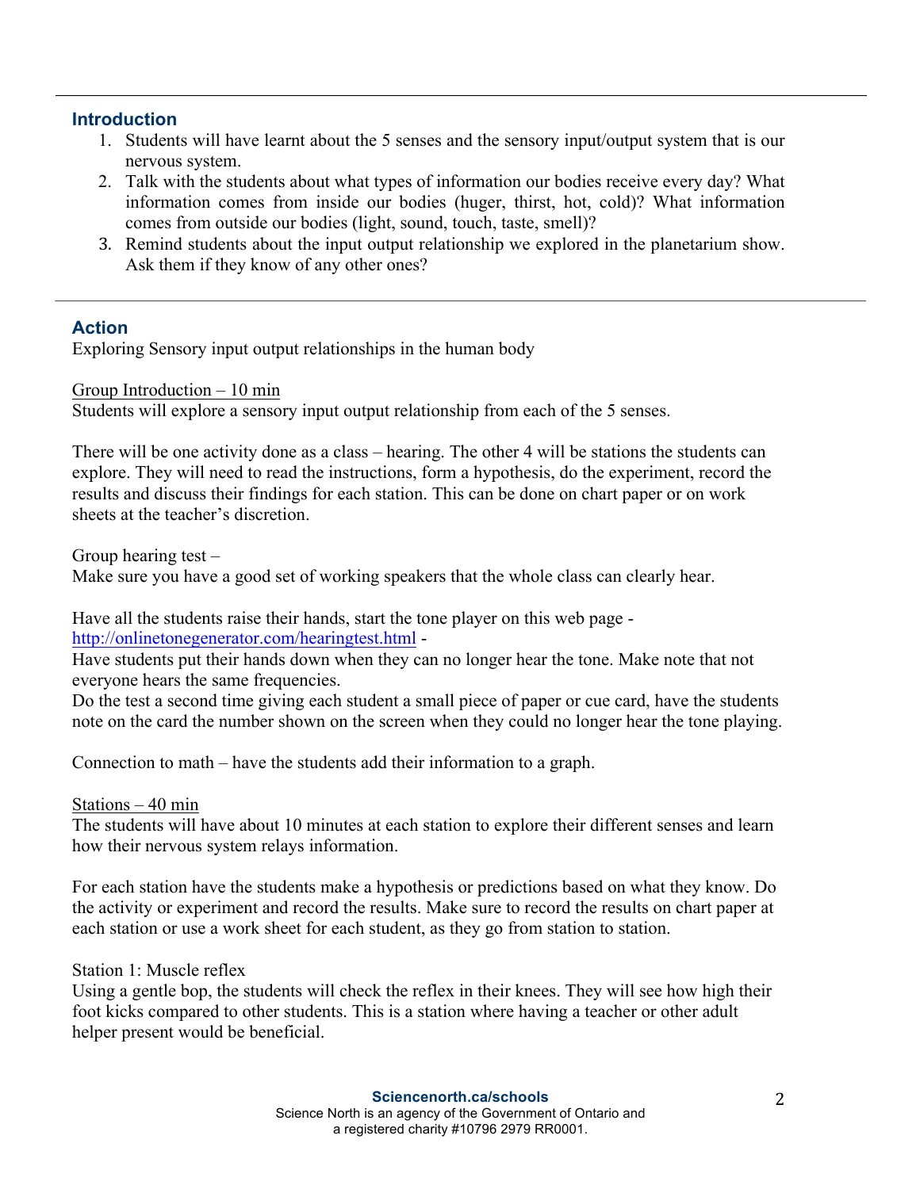## Introduction

1. Students will have learnt about the 5 senses and the sensory input/output system that is our nervous system.
2. Talk with the students about what types of information our bodies receive every day? What information comes from inside our bodies (huger, thirst, hot, cold)? What information comes from outside our bodies (light, sound, touch, taste, smell)?
3. Remind students about the input output relationship we explored in the planetarium show. Ask them if they know of any other ones?

## Action

Exploring Sensory input output relationships in the human body

Group Introduction – 10 min

Students will explore a sensory input output relationship from each of the 5 senses.

There will be one activity done as a class – hearing. The other 4 will be stations the students can explore. They will need to read the instructions, form a hypothesis, do the experiment, record the results and discuss their findings for each station. This can be done on chart paper or on work sheets at the teacher's discretion.

Group hearing test –

Make sure you have a good set of working speakers that the whole class can clearly hear.

Have all the students raise their hands, start the tone player on this web page - http://onlinetonegenerator.com/hearingtest.html -

Have students put their hands down when they can no longer hear the tone. Make note that not everyone hears the same frequencies.

Do the test a second time giving each student a small piece of paper or cue card, have the students note on the card the number shown on the screen when they could no longer hear the tone playing.

Connection to math – have the students add their information to a graph.

Stations – 40 min

The students will have about 10 minutes at each station to explore their different senses and learn how their nervous system relays information.

For each station have the students make a hypothesis or predictions based on what they know. Do the activity or experiment and record the results. Make sure to record the results on chart paper at each station or use a work sheet for each student, as they go from station to station.

Station 1: Muscle reflex

Using a gentle bop, the students will check the reflex in their knees. They will see how high their foot kicks compared to other students. This is a station where having a teacher or other adult helper present would be beneficial.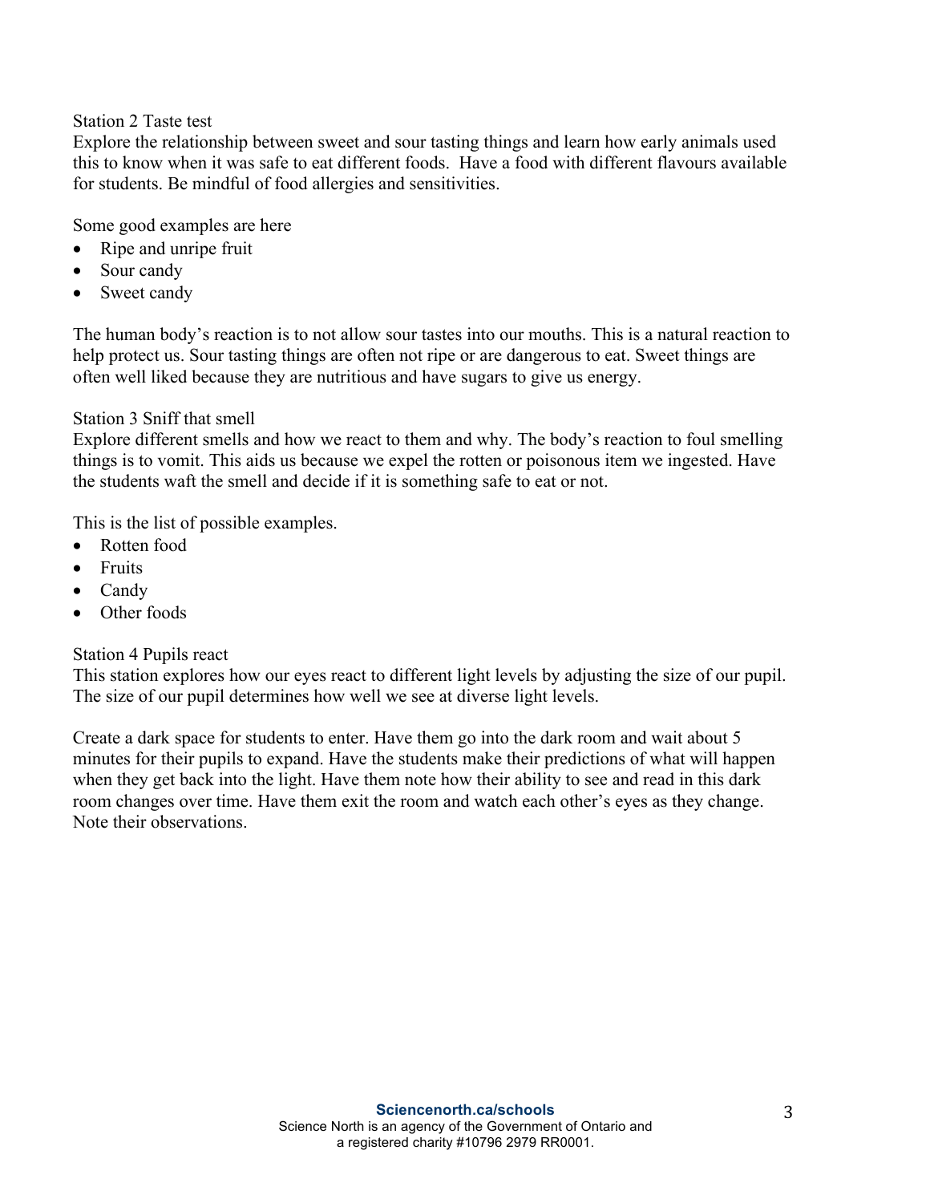Station 2 Taste test

Explore the relationship between sweet and sour tasting things and learn how early animals used this to know when it was safe to eat different foods. Have a food with different flavours available for students. Be mindful of food allergies and sensitivities.

Some good examples are here

- Ripe and unripe fruit
- Sour candy
- Sweet candy

The human body's reaction is to not allow sour tastes into our mouths. This is a natural reaction to help protect us. Sour tasting things are often not ripe or are dangerous to eat. Sweet things are often well liked because they are nutritious and have sugars to give us energy.

Station 3 Sniff that smell

Explore different smells and how we react to them and why. The body's reaction to foul smelling things is to vomit. This aids us because we expel the rotten or poisonous item we ingested. Have the students waft the smell and decide if it is something safe to eat or not.

This is the list of possible examples.

- Rotten food
- Fruits
- Candy
- Other foods

Station 4 Pupils react

This station explores how our eyes react to different light levels by adjusting the size of our pupil. The size of our pupil determines how well we see at diverse light levels.

Create a dark space for students to enter. Have them go into the dark room and wait about 5 minutes for their pupils to expand. Have the students make their predictions of what will happen when they get back into the light. Have them note how their ability to see and read in this dark room changes over time. Have them exit the room and watch each other's eyes as they change. Note their observations.